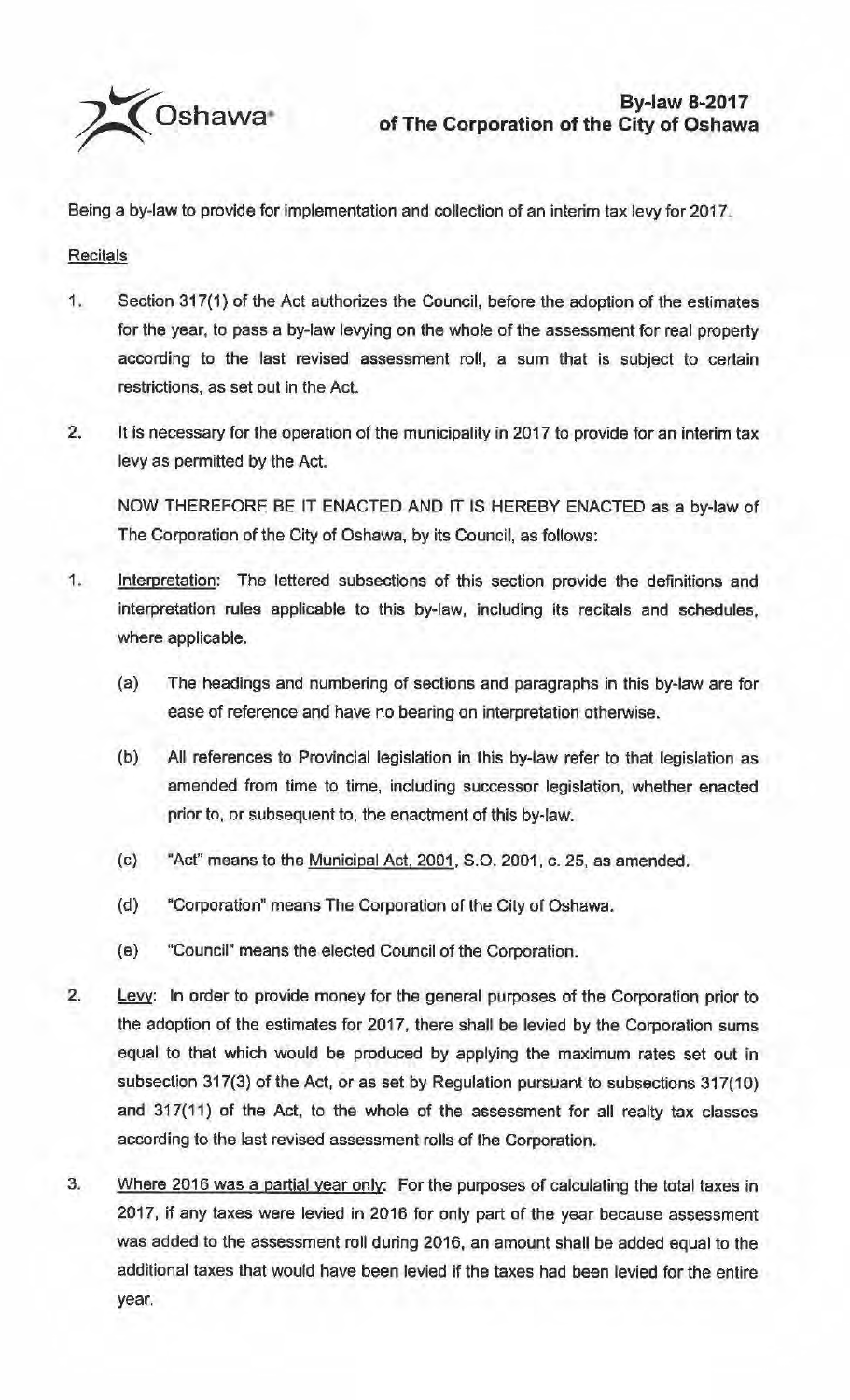# By-law 8-2017
## of The Corporation of the City of Oshawa

Being a by-law to provide for implementation and collection of an interim tax levy for 2017.

Recitals

1. Section 317(1) of the Act authorizes the Council, before the adoption of the estimates for the year, to pass a by-law levying on the whole of the assessment for real property according to the last revised assessment roll, a sum that is subject to certain restrictions, as set out in the Act.

2. It is necessary for the operation of the municipality in 2017 to provide for an interim tax levy as permitted by the Act.

NOW THEREFORE BE IT ENACTED AND IT IS HEREBY ENACTED as a by-law of The Corporation of the City of Oshawa, by its Council, as follows:

1. Interpretation: The lettered subsections of this section provide the definitions and interpretation rules applicable to this by-law, including its recitals and schedules, where applicable.

   (a) The headings and numbering of sections and paragraphs in this by-law are for ease of reference and have no bearing on interpretation otherwise.

   (b) All references to Provincial legislation in this by-law refer to that legislation as amended from time to time, including successor legislation, whether enacted prior to, or subsequent to, the enactment of this by-law.

   (c) "Act" means to the Municipal Act, 2001, S.O. 2001, c. 25, as amended.

   (d) "Corporation" means The Corporation of the City of Oshawa.

   (e) "Council" means the elected Council of the Corporation.

2. Levy: In order to provide money for the general purposes of the Corporation prior to the adoption of the estimates for 2017, there shall be levied by the Corporation sums equal to that which would be produced by applying the maximum rates set out in subsection 317(3) of the Act, or as set by Regulation pursuant to subsections 317(10) and 317(11) of the Act, to the whole of the assessment for all realty tax classes according to the last revised assessment rolls of the Corporation.

3. Where 2016 was a partial year only: For the purposes of calculating the total taxes in 2017, if any taxes were levied in 2016 for only part of the year because assessment was added to the assessment roll during 2016, an amount shall be added equal to the additional taxes that would have been levied if the taxes had been levied for the entire year.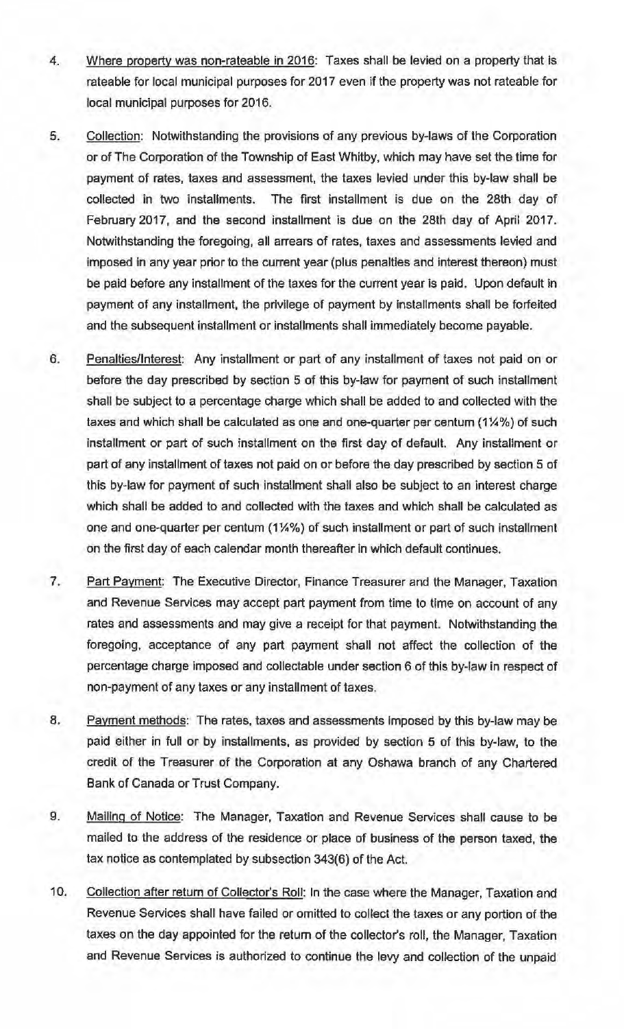4. Where property was non-rateable in 2016: Taxes shall be levied on a property that is rateable for local municipal purposes for 2017 even if the property was not rateable for local municipal purposes for 2016.

5. Collection: Notwithstanding the provisions of any previous by-laws of the Corporation or of The Corporation of the Township of East Whitby, which may have set the time for payment of rates, taxes and assessment, the taxes levied under this by-law shall be collected in two installments. The first installment is due on the 28th day of February 2017, and the second installment is due on the 28th day of April 2017. Notwithstanding the foregoing, all arrears of rates, taxes and assessments levied and imposed in any year prior to the current year (plus penalties and interest thereon) must be paid before any installment of the taxes for the current year is paid. Upon default in payment of any installment, the privilege of payment by installments shall be forfeited and the subsequent installment or installments shall immediately become payable.

6. Penalties/Interest: Any installment or part of any installment of taxes not paid on or before the day prescribed by section 5 of this by-law for payment of such installment shall be subject to a percentage charge which shall be added to and collected with the taxes and which shall be calculated as one and one-quarter per centum (1¼%) of such installment or part of such installment on the first day of default. Any installment or part of any installment of taxes not paid on or before the day prescribed by section 5 of this by-law for payment of such installment shall also be subject to an interest charge which shall be added to and collected with the taxes and which shall be calculated as one and one-quarter per centum (1¼%) of such installment or part of such installment on the first day of each calendar month thereafter in which default continues.

7. Part Payment: The Executive Director, Finance Treasurer and the Manager, Taxation and Revenue Services may accept part payment from time to time on account of any rates and assessments and may give a receipt for that payment. Notwithstanding the foregoing, acceptance of any part payment shall not affect the collection of the percentage charge imposed and collectable under section 6 of this by-law in respect of non-payment of any taxes or any installment of taxes.

8. Payment methods: The rates, taxes and assessments imposed by this by-law may be paid either in full or by installments, as provided by section 5 of this by-law, to the credit of the Treasurer of the Corporation at any Oshawa branch of any Chartered Bank of Canada or Trust Company.

9. Mailing of Notice: The Manager, Taxation and Revenue Services shall cause to be mailed to the address of the residence or place of business of the person taxed, the tax notice as contemplated by subsection 343(6) of the Act.

10. Collection after return of Collector's Roll: In the case where the Manager, Taxation and Revenue Services shall have failed or omitted to collect the taxes or any portion of the taxes on the day appointed for the return of the collector's roll, the Manager, Taxation and Revenue Services is authorized to continue the levy and collection of the unpaid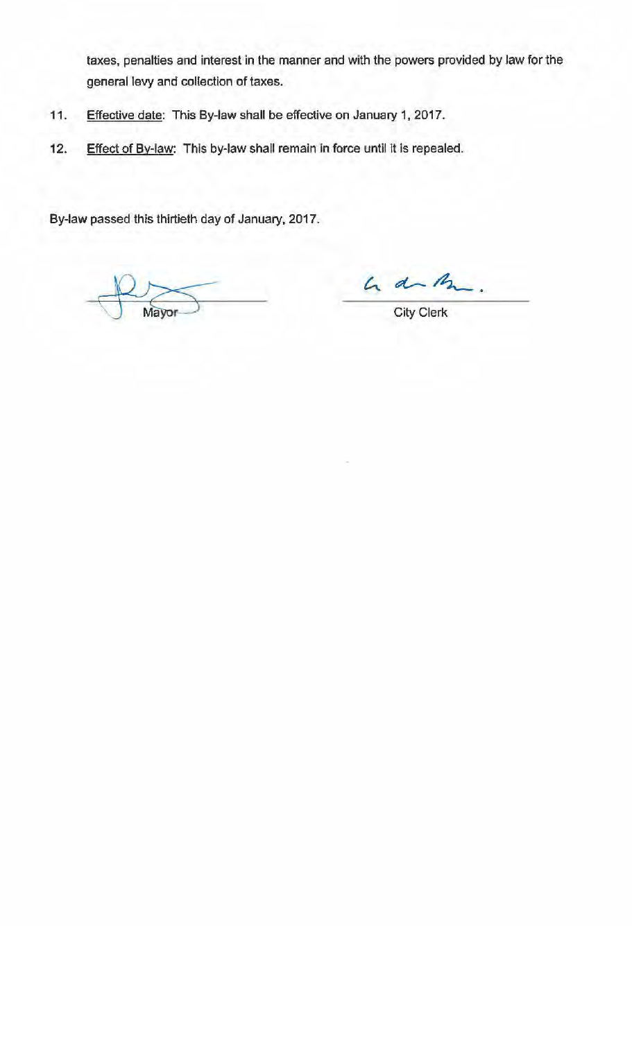taxes, penalties and interest in the manner and with the powers provided by law for the general levy and collection of taxes.

11. Effective date: This By-law shall be effective on January 1, 2017.

12. Effect of By-law: This by-law shall remain in force until it is repealed.

By-law passed this thirtieth day of January, 2017.

| | |
|---|---|
| Mayor | City Clerk |